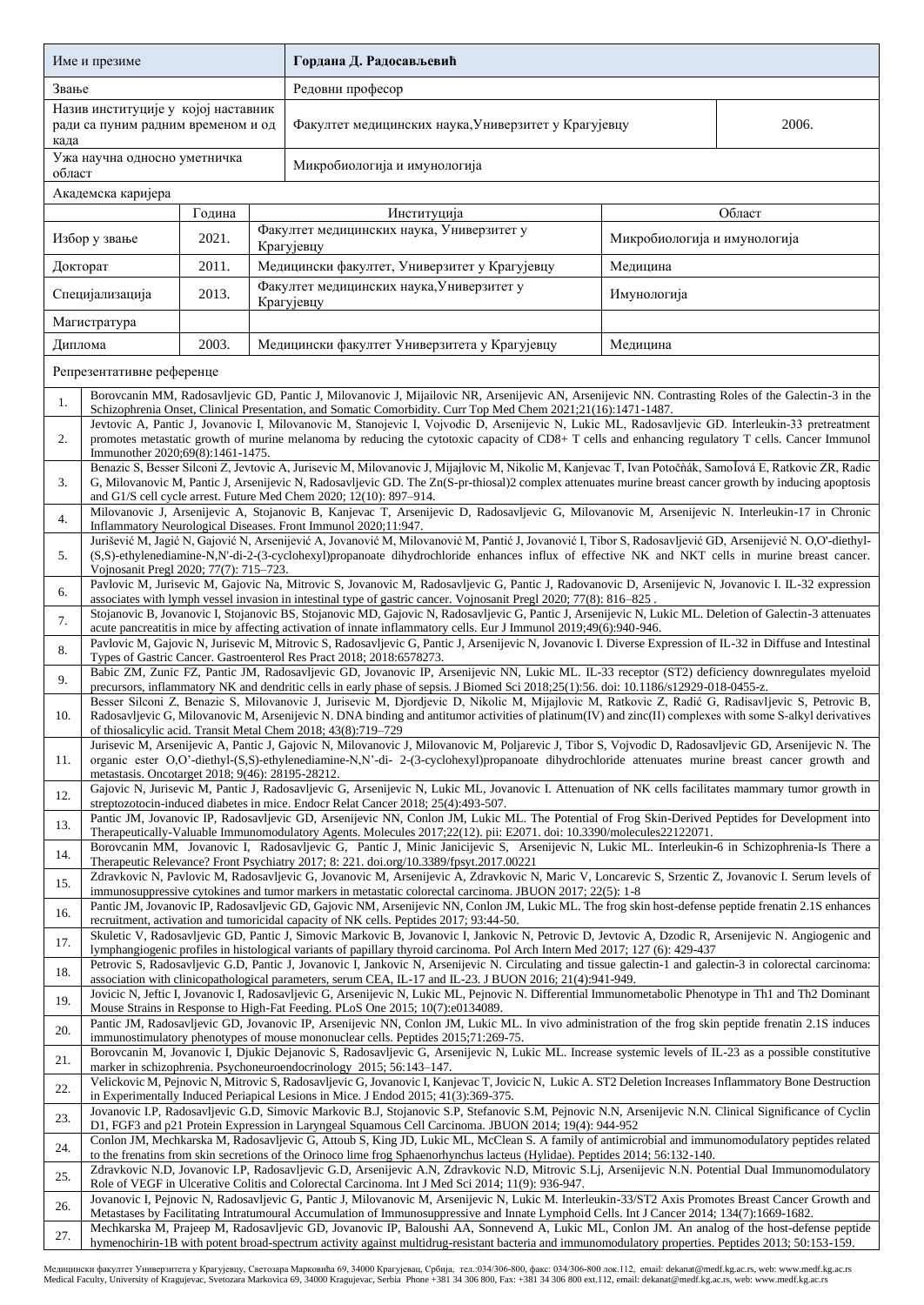| Име и презиме | Гордана Д. Радосављевић | |
|---|---|---|
| Звање | Редовни професор | |
| Назив институције у којој наставник ради са пуним радним временом и од када | Факултет медицинских наука,Универзитет у Крагујевцу | 2006. |
| Ужа научна односно уметничка област | Микробиологија и имунологија | |

Академска каријера

| | Година | Институција | Област |
|---|---|---|---|
| Избор у звање | 2021. | Факултет медицинских наука, Универзитет у Крагујевцу | Микробиологија и имунологија |
| Докторат | 2011. | Медицински факултет, Универзитет у Крагујевцу | Медицина |
| Специјализација | 2013. | Факултет медицинских наука,Универзитет у Крагујевцу | Имунологија |
| Магистратура | | | |
| Диплома | 2003. | Медицински факултет Универзитета у Крагујевцу | Медицина |

Репрезентативне референце

| | |
|---|---|
| 1. | Borovcanin MM, Radosavljevic GD, Pantic J, Milovanovic J, Mijailovic NR, Arsenijevic AN, Arsenijevic NN. Contrasting Roles of the Galectin-3 in the Schizophrenia Onset, Clinical Presentation, and Somatic Comorbidity. Curr Top Med Chem 2021;21(16):1471-1487. |
| 2. | Jevtovic A, Pantic J, Jovanovic I, Milovanovic M, Stanojevic I, Vojvodic D, Arsenijevic N, Lukic ML, Radosavljevic GD. Interleukin-33 pretreatment promotes metastatic growth of murine melanoma by reducing the cytotoxic capacity of CD8+ T cells and enhancing regulatory T cells. Cancer Immunol Immunother 2020;69(8):1461-1475. |
| 3. | Benazic S, Besser Silconi Z, Jevtovic A, Jurisevic M, Milovanovic J, Mijajlovic M, Nikolic M, Kanjevac T, Ivan Potočňák, SamoĬová E, Ratkovic ZR, Radic G, Milovanovic M, Pantic J, Arsenijevic N, Radosavljevic GD. The Zn(S-pr-thiosal)2 complex attenuates murine breast cancer growth by inducing apoptosis and G1/S cell cycle arrest. Future Med Chem 2020; 12(10): 897–914. |
| 4. | Milovanovic J, Arsenijevic A, Stojanovic B, Kanjevac T, Arsenijevic D, Radosavljevic G, Milovanovic M, Arsenijevic N. Interleukin-17 in Chronic Inflammatory Neurological Diseases. Front Immunol 2020;11:947. |
| 5. | Jurišević M, Jagić N, Gajović N, Arsenijević A, Jovanović M, Milovanović M, Pantić J, Jovanović I, Tibor S, Radosavljević GD, Arsenijević N. O,O'-diethyl-(S,S)-ethylenediamine-N,N'-di-2-(3-cyclohexyl)propanoate dihydrochloride enhances influx of effective NK and NKT cells in murine breast cancer. Vojnosanit Pregl 2020; 77(7): 715–723. |
| 6. | Pavlovic M, Jurisevic M, Gajovic Na, Mitrovic S, Jovanovic M, Radosavljevic G, Pantic J, Radovanovic D, Arsenijevic N, Jovanovic I. IL-32 expression associates with lymph vessel invasion in intestinal type of gastric cancer. Vojnosanit Pregl 2020; 77(8): 816–825 . |
| 7. | Stojanovic B, Jovanovic I, Stojanovic BS, Stojanovic MD, Gajovic N, Radosavljevic G, Pantic J, Arsenijevic N, Lukic ML. Deletion of Galectin-3 attenuates acute pancreatitis in mice by affecting activation of innate inflammatory cells. Eur J Immunol 2019;49(6):940-946. |
| 8. | Pavlovic M, Gajovic N, Jurisevic M, Mitrovic S, Radosavljevic G, Pantic J, Arsenijevic N, Jovanovic I. Diverse Expression of IL-32 in Diffuse and Intestinal Types of Gastric Cancer. Gastroenterol Res Pract 2018; 2018:6578273. |
| 9. | Babic ZM, Zunic FZ, Pantic JM, Radosavljevic GD, Jovanovic IP, Arsenijevic NN, Lukic ML. IL-33 receptor (ST2) deficiency downregulates myeloid precursors, inflammatory NK and dendritic cells in early phase of sepsis. J Biomed Sci 2018;25(1):56. doi: 10.1186/s12929-018-0455-z. |
| 10. | Besser Silconi Z, Benazic S, Milovanovic J, Jurisevic M, Djordjevic D, Nikolic M, Mijajlovic M, Ratkovic Z, Radić G, Radisavljevic S, Petrovic B, Radosavljevic G, Milovanovic M, Arsenijevic N. DNA binding and antitumor activities of platinum(IV) and zinc(II) complexes with some S-alkyl derivatives of thiosalicylic acid. Transit Metal Chem 2018; 43(8):719–729 |
| 11. | Jurisevic M, Arsenijevic A, Pantic J, Gajovic N, Milovanovic J, Milovanovic M, Poljarevic J, Tibor S, Vojvodic D, Radosavljevic GD, Arsenijevic N. The organic ester O,O'-diethyl-(S,S)-ethylenediamine-N,N'-di- 2-(3-cyclohexyl)propanoate dihydrochloride attenuates murine breast cancer growth and metastasis. Oncotarget 2018; 9(46): 28195-28212. |
| 12. | Gajovic N, Jurisevic M, Pantic J, Radosavljevic G, Arsenijevic N, Lukic ML, Jovanovic I. Attenuation of NK cells facilitates mammary tumor growth in streptozotocin-induced diabetes in mice. Endocr Relat Cancer 2018; 25(4):493-507. |
| 13. | Pantic JM, Jovanovic IP, Radosavljevic GD, Arsenijevic NN, Conlon JM, Lukic ML. The Potential of Frog Skin-Derived Peptides for Development into Therapeutically-Valuable Immunomodulatory Agents. Molecules 2017;22(12). pii: E2071. doi: 10.3390/molecules22122071. |
| 14. | Borovcanin MM, Jovanovic I, Radosavljevic G, Pantic J, Minic Janicijevic S, Arsenijevic N, Lukic ML. Interleukin-6 in Schizophrenia-Is There a Therapeutic Relevance? Front Psychiatry 2017; 8: 221. doi.org/10.3389/fpsyt.2017.00221 |
| 15. | Zdravkovic N, Pavlovic M, Radosavljevic G, Jovanovic M, Arsenijevic A, Zdravkovic N, Maric V, Loncarevic S, Srzentic Z, Jovanovic I. Serum levels of immunosuppressive cytokines and tumor markers in metastatic colorectal carcinoma. JBUON 2017; 22(5): 1-8 |
| 16. | Pantic JM, Jovanovic IP, Radosavljevic GD, Gajovic NM, Arsenijevic NN, Conlon JM, Lukic ML. The frog skin host-defense peptide frenatin 2.1S enhances recruitment, activation and tumoricidal capacity of NK cells. Peptides 2017; 93:44-50. |
| 17. | Skuletic V, Radosavljevic GD, Pantic J, Simovic Markovic B, Jovanovic I, Jankovic N, Petrovic D, Jevtovic A, Dzodic R, Arsenijevic N. Angiogenic and lymphangiogenic profiles in histological variants of papillary thyroid carcinoma. Pol Arch Intern Med 2017; 127 (6): 429-437 |
| 18. | Petrovic S, Radosavljevic G.D, Pantic J, Jovanovic I, Jankovic N, Arsenijevic N. Circulating and tissue galectin-1 and galectin-3 in colorectal carcinoma: association with clinicopathological parameters, serum CEA, IL-17 and IL-23. J BUON 2016; 21(4):941-949. |
| 19. | Jovicic N, Jeftic I, Jovanovic I, Radosavljevic G, Arsenijevic N, Lukic ML, Pejnovic N. Differential Immunometabolic Phenotype in Th1 and Th2 Dominant Mouse Strains in Response to High-Fat Feeding. PLoS One 2015; 10(7):e0134089. |
| 20. | Pantic JM, Radosavljevic GD, Jovanovic IP, Arsenijevic NN, Conlon JM, Lukic ML. In vivo administration of the frog skin peptide frenatin 2.1S induces immunostimulatory phenotypes of mouse mononuclear cells. Peptides 2015;71:269-75. |
| 21. | Borovcanin M, Jovanovic I, Djukic Dejanovic S, Radosavljevic G, Arsenijevic N, Lukic ML. Increase systemic levels of IL-23 as a possible constitutive marker in schizophrenia. Psychoneuroendocrinology 2015; 56:143–147. |
| 22. | Velickovic M, Pejnovic N, Mitrovic S, Radosavljevic G, Jovanovic I, Kanjevac T, Jovicic N, Lukic A. ST2 Deletion Increases Inflammatory Bone Destruction in Experimentally Induced Periapical Lesions in Mice. J Endod 2015; 41(3):369-375. |
| 23. | Jovanovic I.P, Radosavljevic G.D, Simovic Markovic B.J, Stojanovic S.P, Stefanovic S.M, Pejnovic N.N, Arsenijevic N.N. Clinical Significance of Cyclin D1, FGF3 and p21 Protein Expression in Laryngeal Squamous Cell Carcinoma. JBUON 2014; 19(4): 944-952 |
| 24. | Conlon JM, Mechkarska M, Radosavljevic G, Attoub S, King JD, Lukic ML, McClean S. A family of antimicrobial and immunomodulatory peptides related to the frenatins from skin secretions of the Orinoco lime frog Sphaenorhynchus lacteus (Hylidae). Peptides 2014; 56:132-140. |
| 25. | Zdravkovic N.D, Jovanovic I.P, Radosavljevic G.D, Arsenijevic A.N, Zdravkovic N.D, Mitrovic S.Lj, Arsenijevic N.N. Potential Dual Immunomodulatory Role of VEGF in Ulcerative Colitis and Colorectal Carcinoma. Int J Med Sci 2014; 11(9): 936-947. |
| 26. | Jovanovic I, Pejnovic N, Radosavljevic G, Pantic J, Milovanovic M, Arsenijevic N, Lukic M. Interleukin-33/ST2 Axis Promotes Breast Cancer Growth and Metastases by Facilitating Intratumoural Accumulation of Immunosuppressive and Innate Lymphoid Cells. Int J Cancer 2014; 134(7):1669-1682. |
| 27. | Mechkarska M, Prajeep M, Radosavljevic GD, Jovanovic IP, Baloushi AA, Sonnevend A, Lukic ML, Conlon JM. An analog of the host-defense peptide hymenochirin-1B with potent broad-spectrum activity against multidrug-resistant bacteria and immunomodulatory properties. Peptides 2013; 50:153-159. |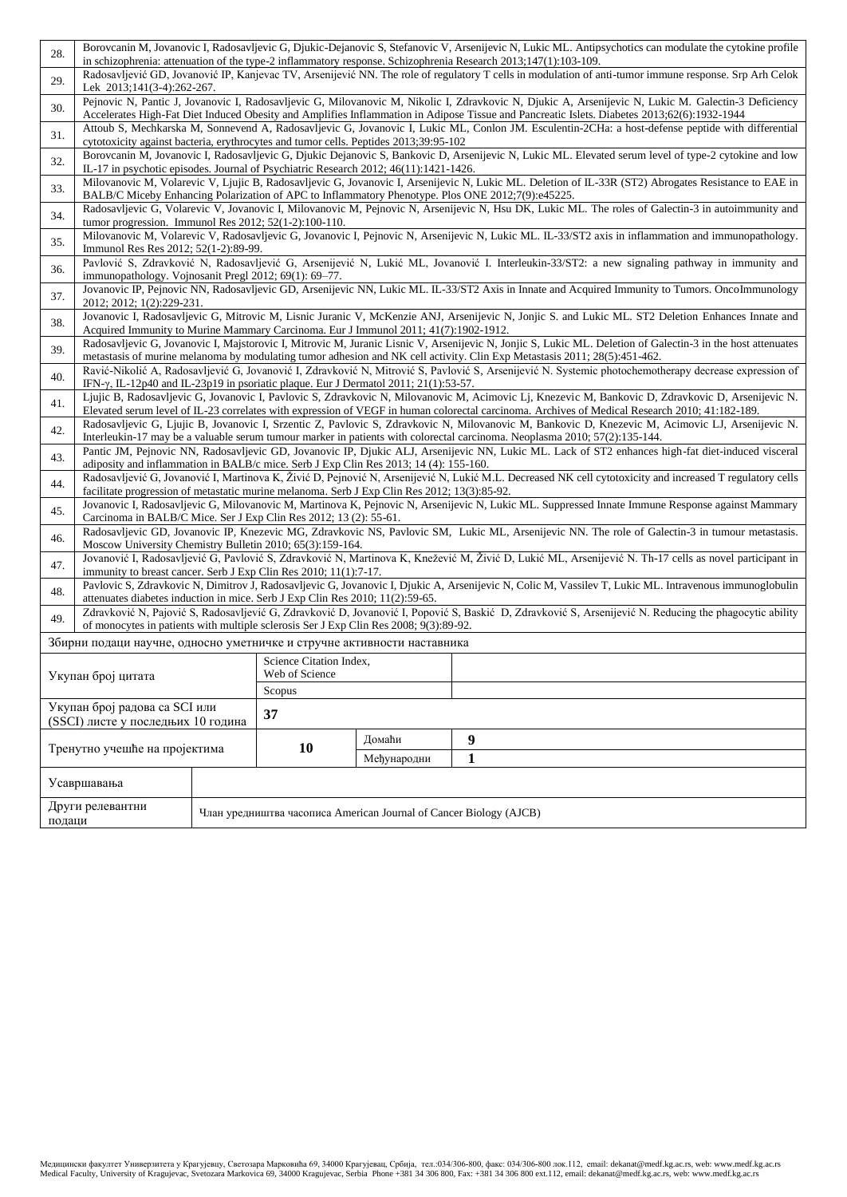| | |
|---|---|
| 28. | Borovcanin M, Jovanovic I, Radosavljevic G, Djukic-Dejanovic S, Stefanovic V, Arsenijevic N, Lukic ML. Antipsychotics can modulate the cytokine profile in schizophrenia: attenuation of the type-2 inflammatory response. Schizophrenia Research 2013;147(1):103-109. |
| 29. | Radosavljević GD, Jovanović IP, Kanjevac TV, Arsenijević NN. The role of regulatory T cells in modulation of anti-tumor immune response. Srp Arh Celok Lek 2013;141(3-4):262-267. |
| 30. | Pejnovic N, Pantic J, Jovanovic I, Radosavljevic G, Milovanovic M, Nikolic I, Zdravkovic N, Djukic A, Arsenijevic N, Lukic M. Galectin-3 Deficiency Accelerates High-Fat Diet Induced Obesity and Amplifies Inflammation in Adipose Tissue and Pancreatic Islets. Diabetes 2013;62(6):1932-1944 |
| 31. | Attoub S, Mechkarska M, Sonnevend A, Radosavljevic G, Jovanovic I, Lukic ML, Conlon JM. Esculentin-2CHa: a host-defense peptide with differential cytotoxicity against bacteria, erythrocytes and tumor cells. Peptides 2013;39:95-102 |
| 32. | Borovcanin M, Jovanovic I, Radosavljevic G, Djukic Dejanovic S, Bankovic D, Arsenijevic N, Lukic ML. Elevated serum level of type-2 cytokine and low IL-17 in psychotic episodes. Journal of Psychiatric Research 2012; 46(11):1421-1426. |
| 33. | Milovanovic M, Volarevic V, Ljujic B, Radosavljevic G, Jovanovic I, Arsenijevic N, Lukic ML. Deletion of IL-33R (ST2) Abrogates Resistance to EAE in BALB/C Miceby Enhancing Polarization of APC to Inflammatory Phenotype. Plos ONE 2012;7(9):e45225. |
| 34. | Radosavljevic G, Volarevic V, Jovanovic I, Milovanovic M, Pejnovic N, Arsenijevic N, Hsu DK, Lukic ML. The roles of Galectin-3 in autoimmunity and tumor progression. Immunol Res 2012; 52(1-2):100-110. |
| 35. | Milovanovic M, Volarevic V, Radosavljevic G, Jovanovic I, Pejnovic N, Arsenijevic N, Lukic ML. IL-33/ST2 axis in inflammation and immunopathology. Immunol Res Res 2012; 52(1-2):89-99. |
| 36. | Pavlović S, Zdravković N, Radosavljević G, Arsenijević N, Lukić ML, Jovanović I. Interleukin-33/ST2: a new signaling pathway in immunity and immunopathology. Vojnosanit Pregl 2012; 69(1): 69–77. |
| 37. | Jovanovic IP, Pejnovic NN, Radosavljevic GD, Arsenijevic NN, Lukic ML. IL-33/ST2 Axis in Innate and Acquired Immunity to Tumors. OncoImmunology 2012; 2012; 1(2):229-231. |
| 38. | Jovanovic I, Radosavljevic G, Mitrovic M, Lisnic Juranic V, McKenzie ANJ, Arsenijevic N, Jonjic S. and Lukic ML. ST2 Deletion Enhances Innate and Acquired Immunity to Murine Mammary Carcinoma. Eur J Immunol 2011; 41(7):1902-1912. |
| 39. | Radosavljevic G, Jovanovic I, Majstorovic I, Mitrovic M, Juranic Lisnic V, Arsenijevic N, Jonjic S, Lukic ML. Deletion of Galectin-3 in the host attenuates metastasis of murine melanoma by modulating tumor adhesion and NK cell activity. Clin Exp Metastasis 2011; 28(5):451-462. |
| 40. | Ravić-Nikolić A, Radosavljević G, Jovanović I, Zdravković N, Mitrović S, Pavlović S, Arsenijević N. Systemic photochemotherapy decrease expression of IFN-γ, IL-12p40 and IL-23p19 in psoriatic plaque. Eur J Dermatol 2011; 21(1):53-57. |
| 41. | Ljujic B, Radosavljevic G, Jovanovic I, Pavlovic S, Zdravkovic N, Milovanovic M, Acimovic Lj, Knezevic M, Bankovic D, Zdravkovic D, Arsenijevic N. Elevated serum level of IL-23 correlates with expression of VEGF in human colorectal carcinoma. Archives of Medical Research 2010; 41:182-189. |
| 42. | Radosavljevic G, Ljujic B, Jovanovic I, Srzentic Z, Pavlovic S, Zdravkovic N, Milovanovic M, Bankovic D, Knezevic M, Acimovic LJ, Arsenijevic N. Interleukin-17 may be a valuable serum tumour marker in patients with colorectal carcinoma. Neoplasma 2010; 57(2):135-144. |
| 43. | Pantic JM, Pejnovic NN, Radosavljevic GD, Jovanovic IP, Djukic ALJ, Arsenijevic NN, Lukic ML. Lack of ST2 enhances high-fat diet-induced visceral adiposity and inflammation in BALB/c mice. Serb J Exp Clin Res 2013; 14 (4): 155-160. |
| 44. | Radosavljević G, Jovanović I, Martinova K, Živić D, Pejnović N, Arsenijević N, Lukić M.L. Decreased NK cell cytotoxicity and increased T regulatory cells facilitate progression of metastatic murine melanoma. Serb J Exp Clin Res 2012; 13(3):85-92. |
| 45. | Jovanovic I, Radosavljevic G, Milovanovic M, Martinova K, Pejnovic N, Arsenijevic N, Lukic ML. Suppressed Innate Immune Response against Mammary Carcinoma in BALB/C Mice. Ser J Exp Clin Res 2012; 13 (2): 55-61. |
| 46. | Radosavljevic GD, Jovanovic IP, Knezevic MG, Zdravkovic NS, Pavlovic SM, Lukic ML, Arsenijevic NN. The role of Galectin-3 in tumour metastasis. Moscow University Chemistry Bulletin 2010; 65(3):159-164. |
| 47. | Jovanović I, Radosavljević G, Pavlović S, Zdravković N, Martinova K, Knežević M, Živić D, Lukić ML, Arsenijević N. Th-17 cells as novel participant in immunity to breast cancer. Serb J Exp Clin Res 2010; 11(1):7-17. |
| 48. | Pavlovic S, Zdravkovic N, Dimitrov J, Radosavljevic G, Jovanovic I, Djukic A, Arsenijevic N, Colic M, Vassilev T, Lukic ML. Intravenous immunoglobulin attenuates diabetes induction in mice. Serb J Exp Clin Res 2010; 11(2):59-65. |
| 49. | Zdravković N, Pajović S, Radosavljević G, Zdravković D, Jovanović I, Popović S, Baskić D, Zdravković S, Arsenijević N. Reducing the phagocytic ability of monocytes in patients with multiple sclerosis Ser J Exp Clin Res 2008; 9(3):89-92. |

Збирни подаци научне, односно уметничке и стручне активности наставника

| | | | |
|---|---|---|---|
| Укупан број цитата | Science Citation Index, Web of Science | | |
| | Scopus | | |
| Укупан број радова са SCI или (SSCI) листе у последњих 10 година | **37** | | |
| Тренутно учешће на пројектима | **10** | Домаћи | **9** |
| | | Међународни | **1** |
| Усавршавања | | | |
| Други релевантни подаци | Члан уредништва часописа American Journal of Cancer Biology (AJCB) | | |